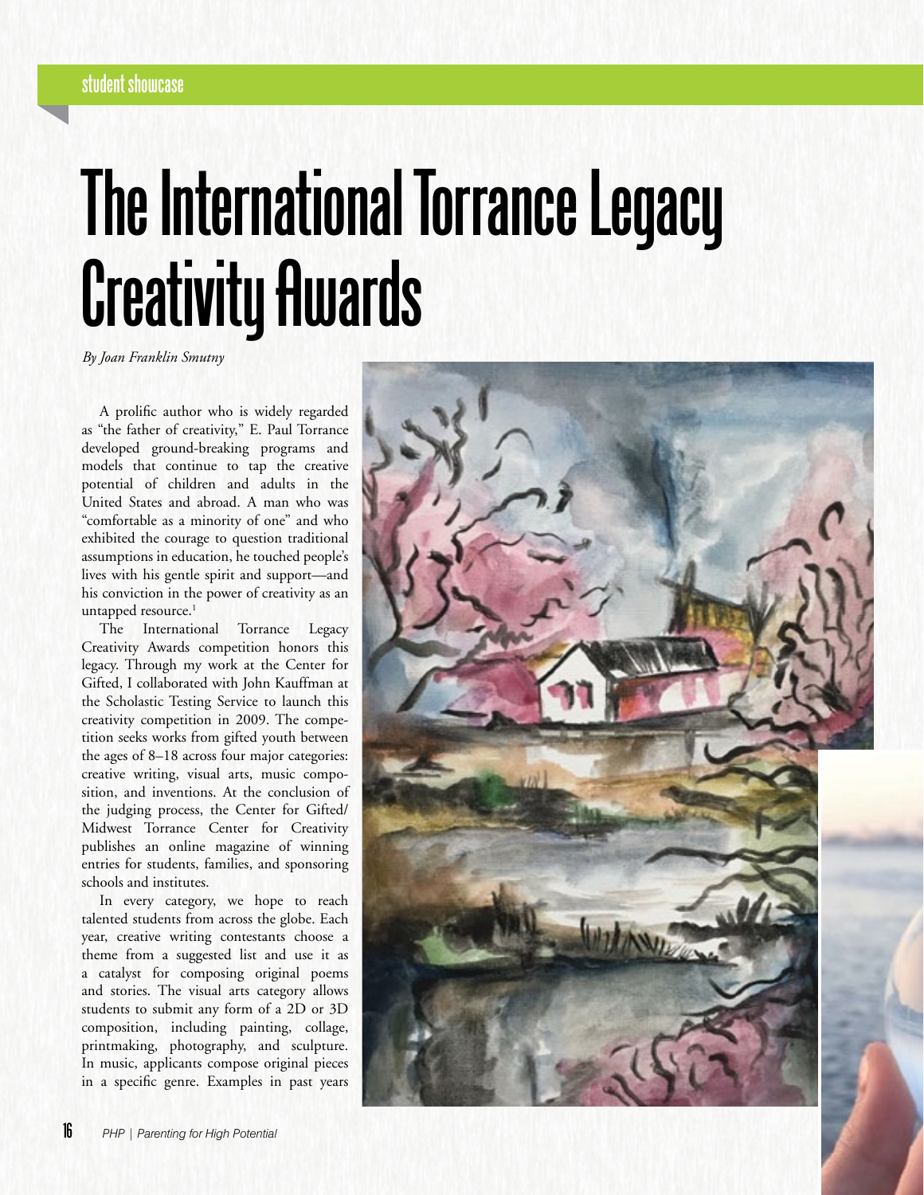# The International Torrance Legacy Creativity Awards

*By Joan Franklin Smutny*

A prolific author who is widely regarded as "the father of creativity," E. Paul Torrance developed ground-breaking programs and models that continue to tap the creative potential of children and adults in the United States and abroad. A man who was "comfortable as a minority of one" and who exhibited the courage to question traditional assumptions in education, he touched people's lives with his gentle spirit and support—and his conviction in the power of creativity as an untapped resource.[1]

The International Torrance Legacy Creativity Awards competition honors this legacy. Through my work at the Center for Gifted, I collaborated with John Kauffman at the Scholastic Testing Service to launch this creativity competition in 2009. The competition seeks works from gifted youth between the ages of 8–18 across four major categories: creative writing, visual arts, music composition, and inventions. At the conclusion of the judging process, the Center for Gifted/Midwest Torrance Center for Creativity publishes an online magazine of winning entries for students, families, and sponsoring schools and institutes.

In every category, we hope to reach talented students from across the globe. Each year, creative writing contestants choose a theme from a suggested list and use it as a catalyst for composing original poems and stories. The visual arts category allows students to submit any form of a 2D or 3D composition, including painting, collage, printmaking, photography, and sculpture. In music, applicants compose original pieces in a specific genre. Examples in past years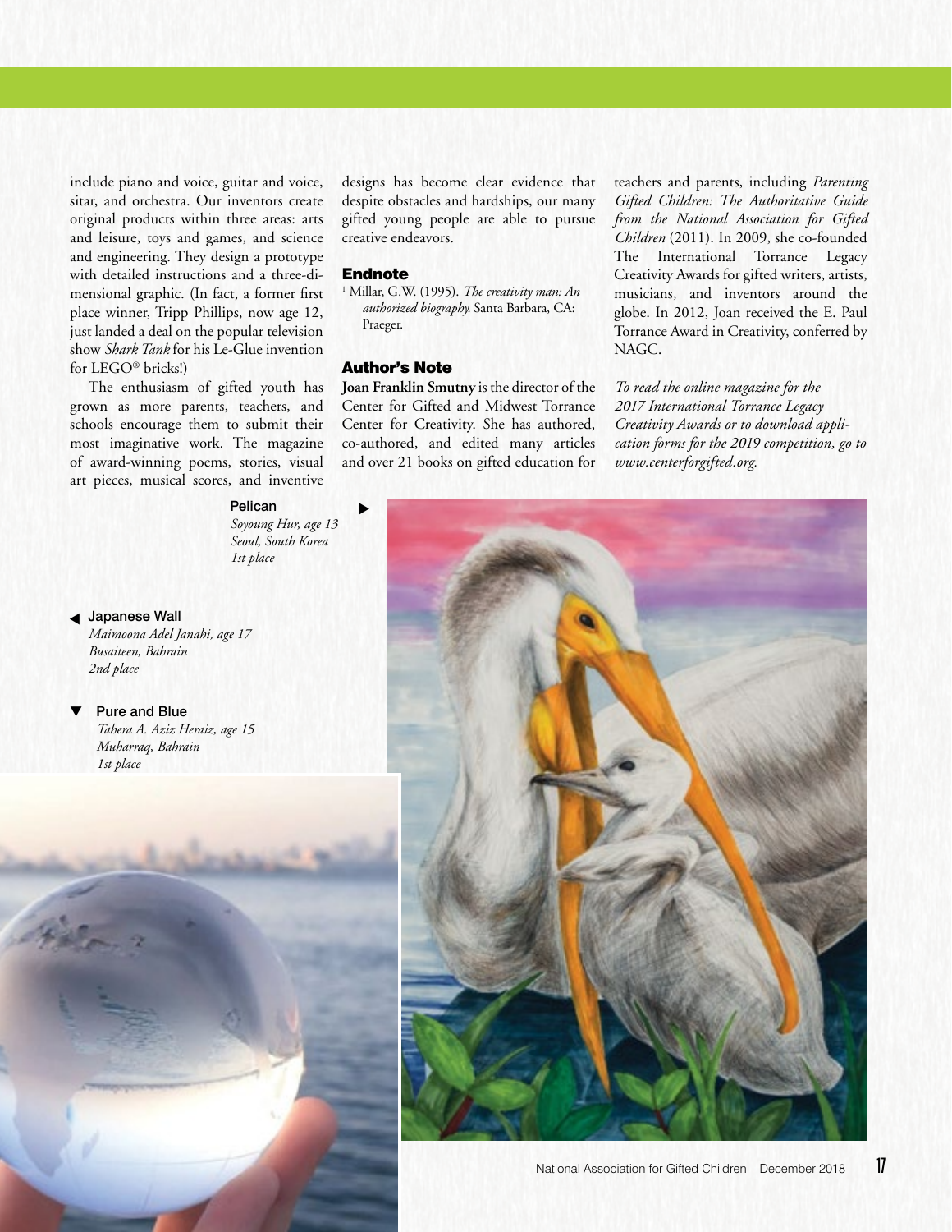include piano and voice, guitar and voice, sitar, and orchestra. Our inventors create original products within three areas: arts and leisure, toys and games, and science and engineering. They design a prototype with detailed instructions and a three-dimensional graphic. (In fact, a former first place winner, Tripp Phillips, now age 12, just landed a deal on the popular television show *Shark Tank* for his Le-Glue invention for LEGO® bricks!)

The enthusiasm of gifted youth has grown as more parents, teachers, and schools encourage them to submit their most imaginative work. The magazine of award-winning poems, stories, visual art pieces, musical scores, and inventive designs has become clear evidence that despite obstacles and hardships, our many gifted young people are able to pursue creative endeavors.

## Endnote

[1] Millar, G.W. (1995). *The creativity man: An authorized biography.* Santa Barbara, CA: Praeger.

## Author's Note

**Joan Franklin Smutny** is the director of the Center for Gifted and Midwest Torrance Center for Creativity. She has authored, co-authored, and edited many articles and over 21 books on gifted education for teachers and parents, including *Parenting Gifted Children: The Authoritative Guide from the National Association for Gifted Children* (2011). In 2009, she co-founded The International Torrance Legacy Creativity Awards for gifted writers, artists, musicians, and inventors around the globe. In 2012, Joan received the E. Paul Torrance Award in Creativity, conferred by NAGC.

*To read the online magazine for the 2017 International Torrance Legacy Creativity Awards or to download application forms for the 2019 competition, go to www.centerforgifted.org.*

**Pelican**
*Soyoung Hur, age 13*
*Seoul, South Korea*
*1st place*

**Japanese Wall**
*Maimoona Adel Janahi, age 17*
*Busaiteen, Bahrain*
*2nd place*

**Pure and Blue**
*Tahera A. Aziz Heraiz, age 15*
*Muharraq, Bahrain*
*1st place*